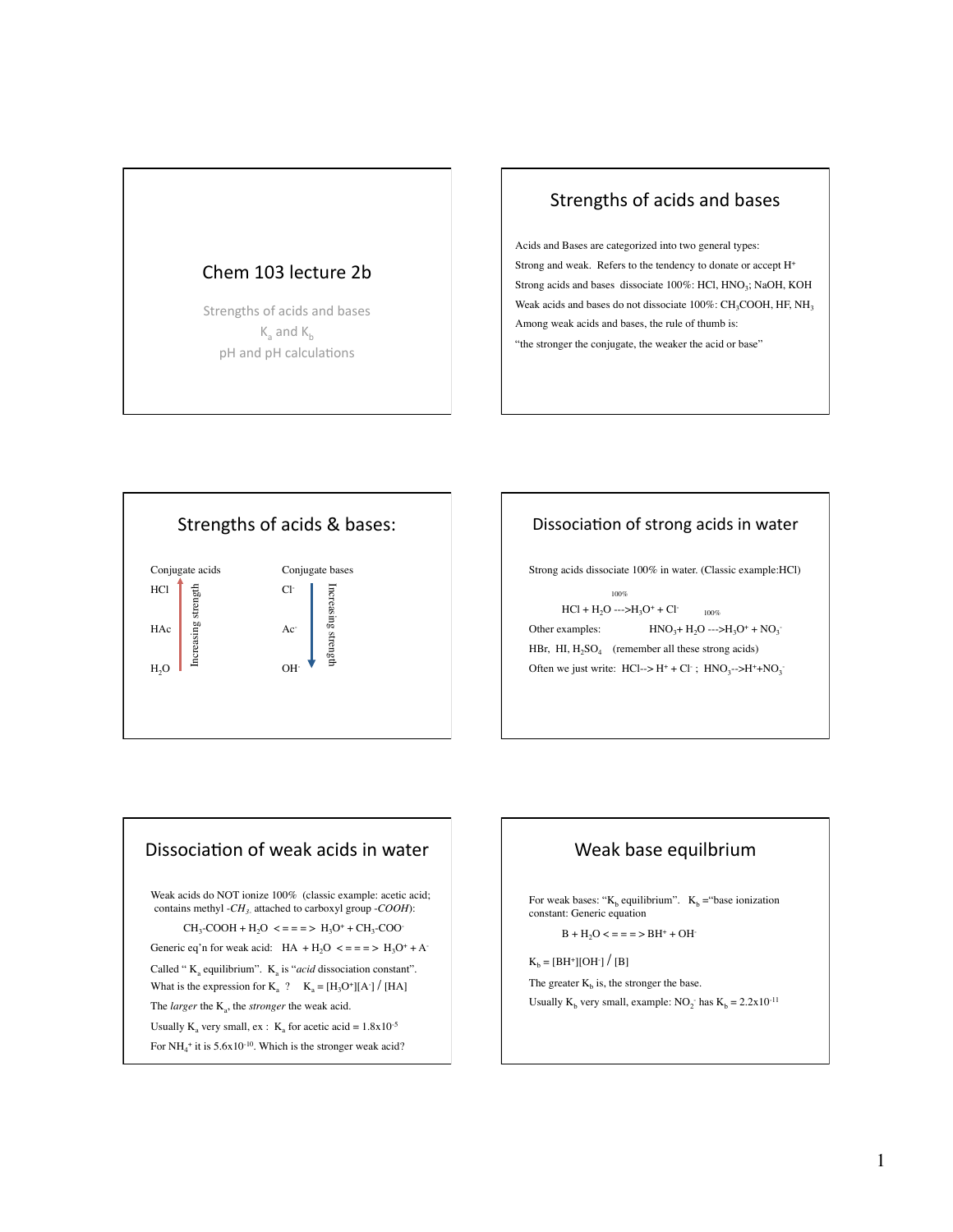# Chem 103 lecture 2b

Strengths of acids and bases

$K_a$ and $K_b$

pH and pH calculations

## Strengths of acids and bases

Acids and Bases are categorized into two general types:

Strong and weak. Refers to the tendency to donate or accept $H^+$

Strong acids and bases dissociate 100%: HCl, $HNO_3$; NaOH, KOH

Weak acids and bases do not dissociate 100%: $CH_3COOH$, HF, $NH_3$

Among weak acids and bases, the rule of thumb is:

"the stronger the conjugate, the weaker the acid or base"

## Strengths of acids & bases:

| Conjugate acids | Conjugate bases |
| --- | --- |
| HCl | $Cl^-$ |
| HAc | $Ac^-$ |
| $H_2O$ | $OH^-$ |

Conjugate acids: Increasing strength (upward, from $H_2O$ to HCl)

Conjugate bases: Increasing strength (downward, from $Cl^-$ to $OH^-$)

## Dissociation of strong acids in water

Strong acids dissociate 100% in water. (Classic example:HCl)

$$HCl + H_2O \xrightarrow{100\%} H_3O^+ + Cl^- \quad 100\%$$

Other examples: $HNO_3 + H_2O \rightarrow H_3O^+ + NO_3^-$

HBr, HI, $H_2SO_4$ (remember all these strong acids)

Often we just write: $HCl \rightarrow H^+ + Cl^-$ ; $HNO_3 \rightarrow H^+ + NO_3^-$

## Dissociation of weak acids in water

Weak acids do NOT ionize 100% (classic example: acetic acid; contains methyl *-$CH_3$* attached to carboxyl group *-COOH*):

$$CH_3\text{-}COOH + H_2O \rightleftharpoons H_3O^+ + CH_3\text{-}COO^-$$

Generic eq'n for weak acid: $HA + H_2O \rightleftharpoons H_3O^+ + A^-$

Called "$K_a$ equilibrium". $K_a$ is "*acid* dissociation constant".

What is the expression for $K_a$ ? $K_a = [H_3O^+][A^-] / [HA]$

The *larger* the $K_a$, the *stronger* the weak acid.

Usually $K_a$ very small, ex : $K_a$ for acetic acid = $1.8 \times 10^{-5}$

For $NH_4^+$ it is $5.6 \times 10^{-10}$. Which is the stronger weak acid?

## Weak base equlibrium

For weak bases: "$K_b$ equilibrium". $K_b$ ="base ionization constant: Generic equation

$$B + H_2O \rightleftharpoons BH^+ + OH^-$$

$K_b = [BH^+][OH^-] / [B]$

The greater $K_b$ is, the stronger the base.

Usually $K_b$ very small, example: $NO_2^-$ has $K_b = 2.2 \times 10^{-11}$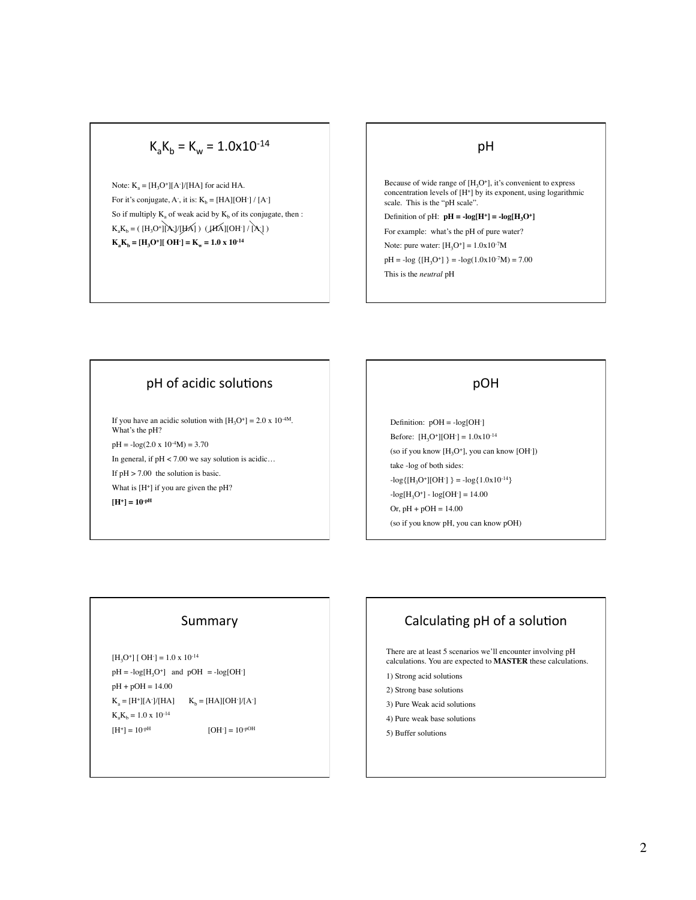## $K_aK_b = K_w = 1.0\times10^{-14}$

Note: $K_a = [H_3O^+][A^-]/[HA]$ for acid HA.

For it's conjugate, $A^-$, it is: $K_b = [HA][OH^-] / [A^-]$

So if multiply $K_a$ of weak acid by $K_b$ of its conjugate, then :

$K_aK_b = ( [H_3O^+][A^-]/[HA] ) \; ( [HA][OH^-] / [A^-] )$

$\mathbf{K_aK_b = [H_3O^+][OH^-] = K_w = 1.0 \times 10^{-14}}$

## pH

Because of wide range of $[H_3O^+]$, it's convenient to express concentration levels of $[H^+]$ by its exponent, using logarithmic scale. This is the "pH scale".

Definition of pH: $\mathbf{pH = -log[H^+] = -log[H_3O^+]}$

For example: what's the pH of pure water?

Note: pure water: $[H_3O^+] = 1.0\times10^{-7}M$

$pH = -\log \{[H_3O^+]\} = -\log(1.0\times10^{-7}M) = 7.00$

This is the *neutral* pH

## pH of acidic solutions

If you have an acidic solution with $[H_3O^+] = 2.0 \times 10^{-4}M$. What's the pH?

$pH = -\log(2.0 \times 10^{-4}M) = 3.70$

In general, if $pH < 7.00$ we say solution is acidic…

If $pH > 7.00$ the solution is basic.

What is $[H^+]$ if you are given the pH?

$\mathbf{[H^+] = 10^{-pH}}$

## pOH

Definition: $pOH = -\log[OH^-]$

Before: $[H_3O^+][OH^-] = 1.0\times10^{-14}$

(so if you know $[H_3O^+]$, you can know $[OH^-]$)

take -log of both sides:

$-\log\{[H_3O^+][OH^-]\} = -\log\{1.0\times10^{-14}\}$

$-\log[H_3O^+] - \log[OH^-] = 14.00$

Or, $pH + pOH = 14.00$

(so if you know pH, you can know pOH)

## Summary

$[H_3O^+][OH^-] = 1.0 \times 10^{-14}$

$pH = -\log[H_3O^+]$ and $pOH = -\log[OH^-]$

$pH + pOH = 14.00$

$K_a = [H^+][A^-]/[HA]$ $\quad K_b = [HA][OH^-]/[A^-]$

$K_aK_b = 1.0 \times 10^{-14}$

$[H^+] = 10^{-pH}$ $\quad [OH^-] = 10^{-pOH}$

## Calculating pH of a solution

There are at least 5 scenarios we'll encounter involving pH calculations. You are expected to **MASTER** these calculations.

1) Strong acid solutions
2) Strong base solutions
3) Pure Weak acid solutions
4) Pure weak base solutions
5) Buffer solutions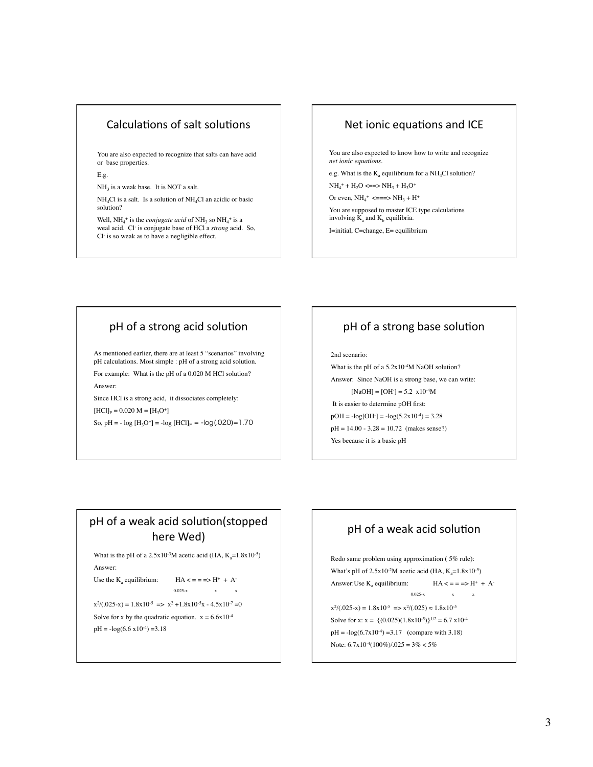## Calculations of salt solutions

You are also expected to recognize that salts can have acid or base properties.

E.g.

$NH_3$ is a weak base. It is NOT a salt.

$NH_4Cl$ is a salt. Is a solution of $NH_4Cl$ an acidic or basic solution?

Well, $NH_4^+$ is the *conjugate acid* of $NH_3$ so $NH_4^+$ is a weal acid. $Cl^-$ is conjugate base of HCl a *strong* acid. So, $Cl^-$ is so weak as to have a negligible effect.

## Net ionic equations and ICE

You are also expected to know how to write and recognize *net ionic equations*.

e.g. What is the $K_a$ equilibrium for a $NH_4Cl$ solution?

$NH_4^+ + H_2O$ <==> $NH_3 + H_3O^+$

Or even, $NH_4^+$ <===> $NH_3 + H^+$

You are supposed to master ICE type calculations involving $K_a$ and $K_b$ equilibria.

I=initial, C=change, E= equilibrium

## pH of a strong acid solution

As mentioned earlier, there are at least 5 "scenarios" involving pH calculations. Most simple : pH of a strong acid solution.

For example: What is the pH of a 0.020 M HCl solution?

Answer:

Since HCl is a strong acid, it dissociates completely:

$[HCl]_F = 0.020\ M = [H_3O^+]$

So, $pH = -\log [H_3O^+] = -\log [HCl]_F = -\log(.020) = 1.70$

## pH of a strong base solution

2nd scenario:

What is the pH of a $5.2 \times 10^{-4}$M NaOH solution?

Answer: Since NaOH is a strong base, we can write:

$[NaOH] = [OH^-] = 5.2 \times 10^{-4}$M

It is easier to determine pOH first:

$pOH = -\log[OH^-] = -\log(5.2 \times 10^{-4}) = 3.28$

pH = 14.00 - 3.28 = 10.72 (makes sense?)

Yes because it is a basic pH

## pH of a weak acid solution(stopped here Wed)

What is the pH of a $2.5 \times 10^{-3}$M acetic acid (HA, $K_a = 1.8 \times 10^{-5}$)

Answer:

Use the $K_a$ equilibrium: HA < = = => $H^+$ + $A^-$

0.025-x x x

$x^2/(.025-x) = 1.8 \times 10^{-5} \Rightarrow x^2 + 1.8 \times 10^{-5}x - 4.5 \times 10^{-7} = 0$

Solve for x by the quadratic equation. $x = 6.6 \times 10^{-4}$

$pH = -\log(6.6 \times 10^{-4}) = 3.18$

## pH of a weak acid solution

Redo same problem using approximation ( 5% rule):

What's pH of $2.5 \times 10^{-2}$M acetic acid (HA, $K_a = 1.8 \times 10^{-5}$)

Answer:Use $K_a$ equilibrium: HA < = = => $H^+$ + $A^-$

0.025-x x x

$x^2/(.025-x) = 1.8 \times 10^{-5} \Rightarrow x^2/(.025) \approx 1.8 \times 10^{-5}$

Solve for x: $x = \{(0.025)(1.8 \times 10^{-5})\}^{1/2} = 6.7 \times 10^{-4}$

$pH = -\log(6.7 \times 10^{-4}) = 3.17$ (compare with 3.18)

Note: $6.7 \times 10^{-4}(100\%)/.025 = 3\% < 5\%$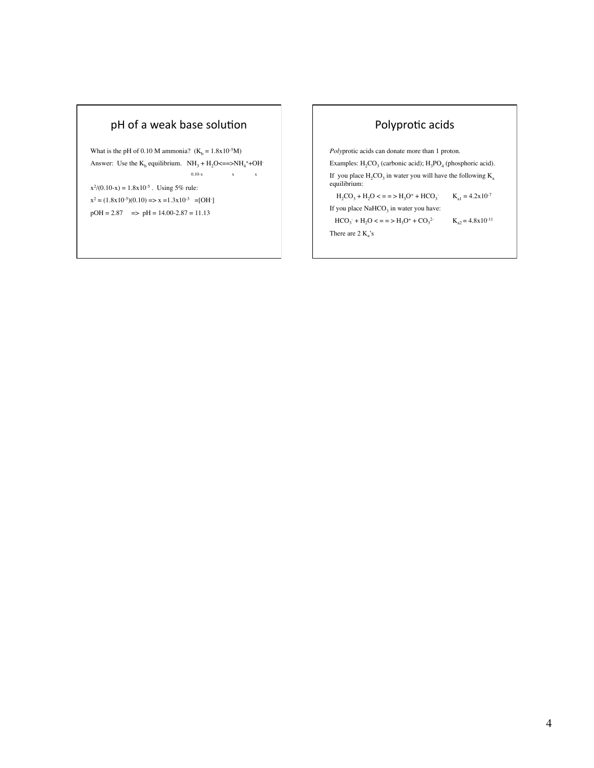## pH of a weak base solution

What is the pH of 0.10 M ammonia? ($K_b = 1.8 \times 10^{-5}$M)

Answer: Use the $K_b$ equilibrium. $NH_3 + H_2O \Longleftrightarrow NH_4^+ + OH^-$

$$\underset{0.10-x}{NH_3} \qquad \underset{x}{NH_4^+} \qquad \underset{x}{OH^-}$$

$x^2/(0.10-x) = 1.8 \times 10^{-5}$ . Using 5% rule:

$x^2 \approx (1.8 \times 10^{-5})(0.10) \Rightarrow x = 1.3 \times 10^{-3} = [OH^-]$

pOH = 2.87 => pH = 14.00-2.87 = 11.13

## Polyprotic acids

*Poly*protic acids can donate more than 1 proton.

Examples: $H_2CO_3$ (carbonic acid); $H_3PO_4$ (phosphoric acid).

If you place $H_2CO_3$ in water you will have the following $K_a$ equilibrium:

$H_2CO_3 + H_2O \Longleftrightarrow H_3O^+ + HCO_3^-$ $\qquad K_{a1} = 4.2 \times 10^{-7}$

If you place $NaHCO_3$ in water you have:

$HCO_3^- + H_2O \Longleftrightarrow H_3O^+ + CO_3^{2-}$ $\qquad K_{a2} = 4.8 \times 10^{-11}$

There are 2 $K_a$'s